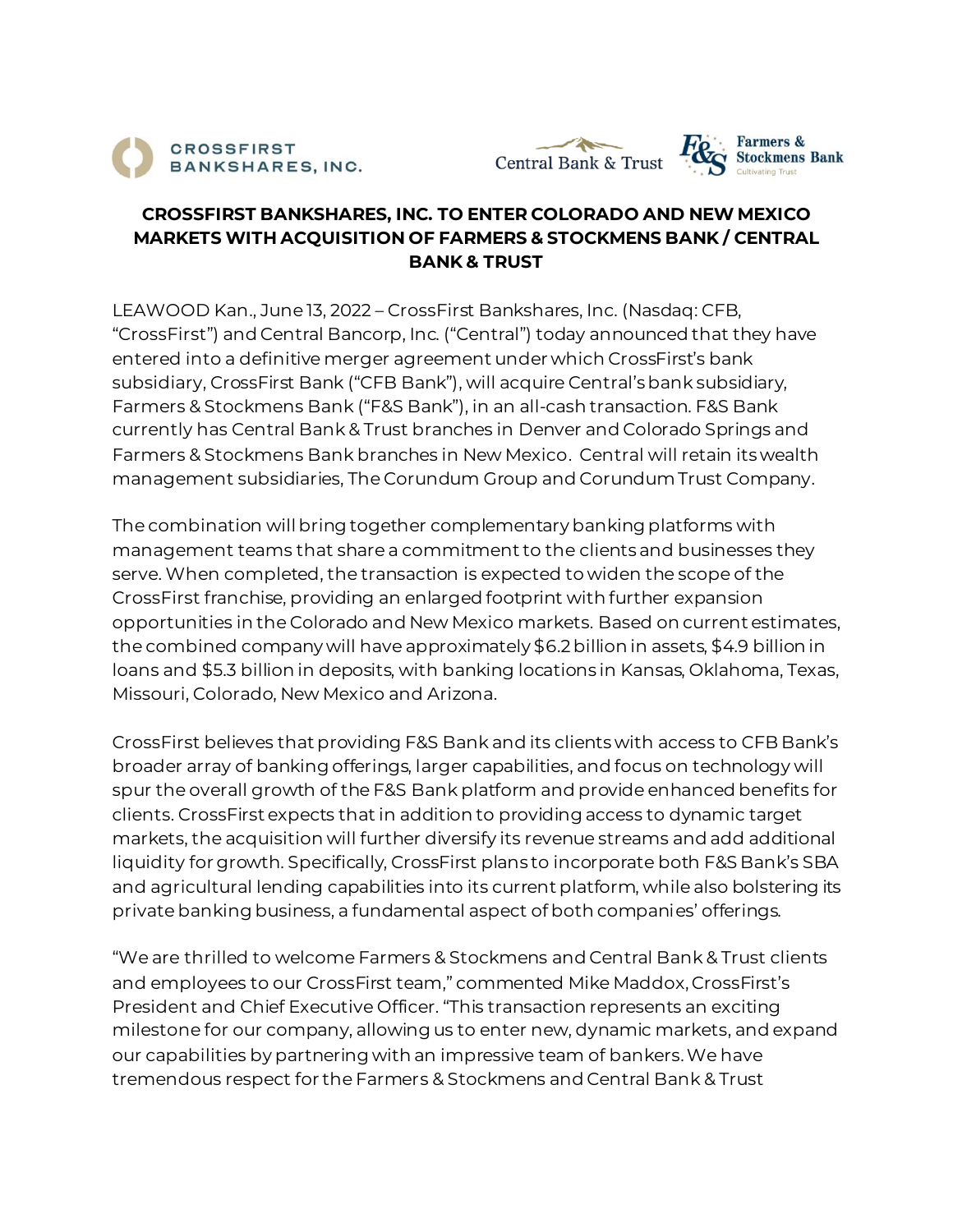# CROSSFIRST BANKSHARES, INC. TO ENTER COLORADO AND NEW MEXICO MARKETS WITH ACQUISITION OF FARMERS & STOCKMENS BANK / CENTRAL BANK & TRUST

LEAWOOD Kan., June 13, 2022 – CrossFirst Bankshares, Inc. (Nasdaq: CFB, "CrossFirst") and Central Bancorp, Inc. ("Central") today announced that they have entered into a definitive merger agreement under which CrossFirst's bank subsidiary, CrossFirst Bank ("CFB Bank"), will acquire Central's bank subsidiary, Farmers & Stockmens Bank ("F&S Bank"), in an all-cash transaction. F&S Bank currently has Central Bank & Trust branches in Denver and Colorado Springs and Farmers & Stockmens Bank branches in New Mexico. Central will retain its wealth management subsidiaries, The Corundum Group and Corundum Trust Company.

The combination will bring together complementary banking platforms with management teams that share a commitment to the clients and businesses they serve. When completed, the transaction is expected to widen the scope of the CrossFirst franchise, providing an enlarged footprint with further expansion opportunities in the Colorado and New Mexico markets. Based on current estimates, the combined company will have approximately $6.2 billion in assets, $4.9 billion in loans and $5.3 billion in deposits, with banking locations in Kansas, Oklahoma, Texas, Missouri, Colorado, New Mexico and Arizona.

CrossFirst believes that providing F&S Bank and its clients with access to CFB Bank's broader array of banking offerings, larger capabilities, and focus on technology will spur the overall growth of the F&S Bank platform and provide enhanced benefits for clients. CrossFirst expects that in addition to providing access to dynamic target markets, the acquisition will further diversify its revenue streams and add additional liquidity for growth. Specifically, CrossFirst plans to incorporate both F&S Bank's SBA and agricultural lending capabilities into its current platform, while also bolstering its private banking business, a fundamental aspect of both companies' offerings.

"We are thrilled to welcome Farmers & Stockmens and Central Bank & Trust clients and employees to our CrossFirst team," commented Mike Maddox, CrossFirst's President and Chief Executive Officer. "This transaction represents an exciting milestone for our company, allowing us to enter new, dynamic markets, and expand our capabilities by partnering with an impressive team of bankers. We have tremendous respect for the Farmers & Stockmens and Central Bank & Trust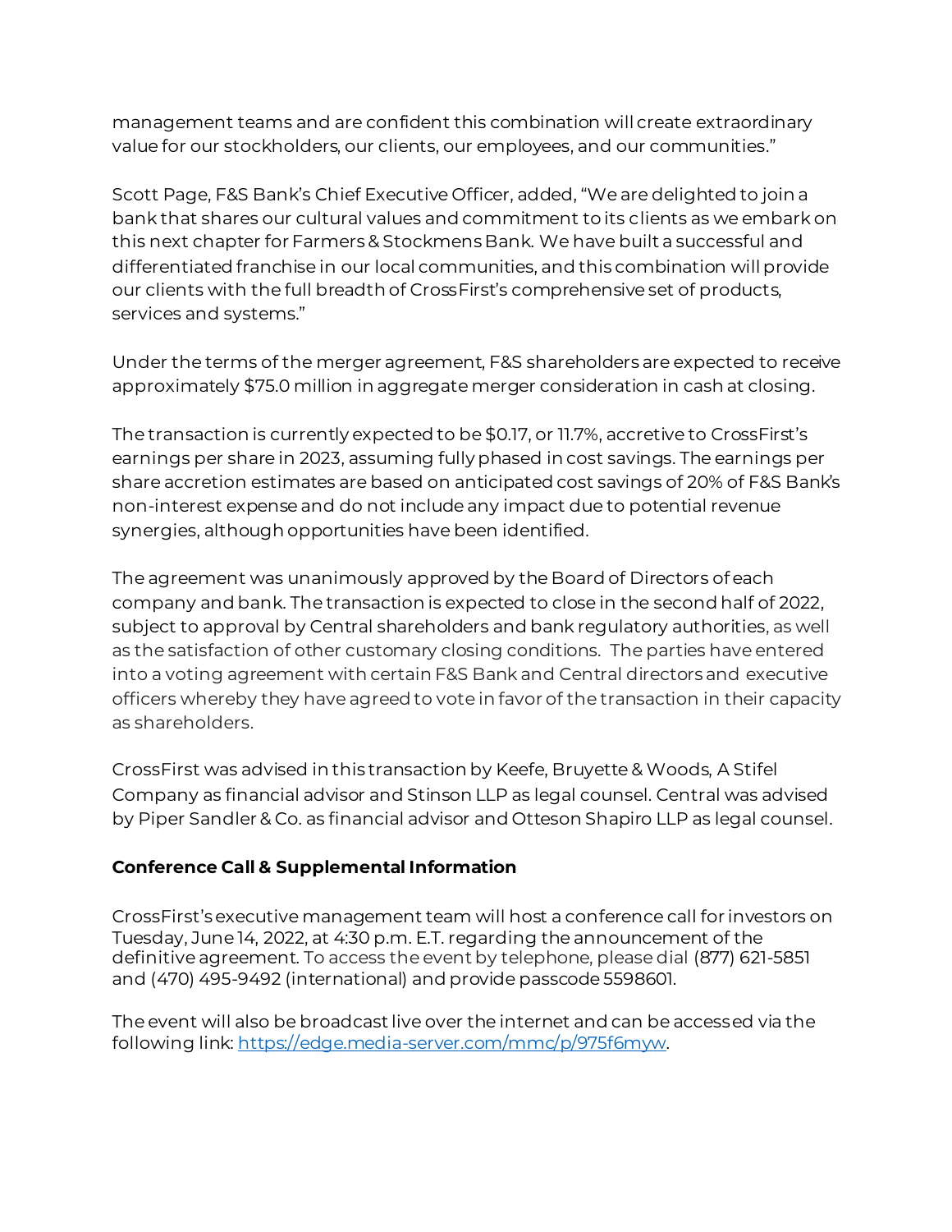management teams and are confident this combination will create extraordinary value for our stockholders, our clients, our employees, and our communities."

Scott Page, F&S Bank's Chief Executive Officer, added, "We are delighted to join a bank that shares our cultural values and commitment to its clients as we embark on this next chapter for Farmers & Stockmens Bank. We have built a successful and differentiated franchise in our local communities, and this combination will provide our clients with the full breadth of CrossFirst's comprehensive set of products, services and systems."

Under the terms of the merger agreement, F&S shareholders are expected to receive approximately $75.0 million in aggregate merger consideration in cash at closing.

The transaction is currently expected to be $0.17, or 11.7%, accretive to CrossFirst's earnings per share in 2023, assuming fully phased in cost savings. The earnings per share accretion estimates are based on anticipated cost savings of 20% of F&S Bank's non-interest expense and do not include any impact due to potential revenue synergies, although opportunities have been identified.

The agreement was unanimously approved by the Board of Directors of each company and bank. The transaction is expected to close in the second half of 2022, subject to approval by Central shareholders and bank regulatory authorities, as well as the satisfaction of other customary closing conditions. The parties have entered into a voting agreement with certain F&S Bank and Central directors and executive officers whereby they have agreed to vote in favor of the transaction in their capacity as shareholders.

CrossFirst was advised in this transaction by Keefe, Bruyette & Woods, A Stifel Company as financial advisor and Stinson LLP as legal counsel. Central was advised by Piper Sandler & Co. as financial advisor and Otteson Shapiro LLP as legal counsel.

**Conference Call & Supplemental Information**

CrossFirst's executive management team will host a conference call for investors on Tuesday, June 14, 2022, at 4:30 p.m. E.T. regarding the announcement of the definitive agreement. To access the event by telephone, please dial (877) 621-5851 and (470) 495-9492 (international) and provide passcode 5598601.

The event will also be broadcast live over the internet and can be accessed via the following link: https://edge.media-server.com/mmc/p/975f6myw.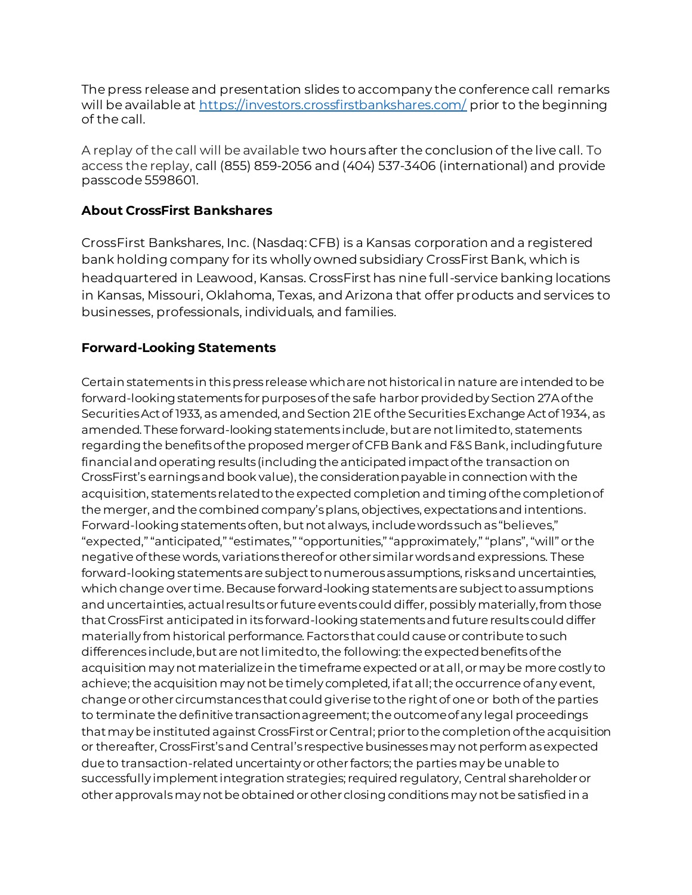The press release and presentation slides to accompany the conference call remarks will be available at https://investors.crossfirstbankshares.com/ prior to the beginning of the call.

A replay of the call will be available two hours after the conclusion of the live call. To access the replay, call (855) 859-2056 and (404) 537-3406 (international) and provide passcode 5598601.

**About CrossFirst Bankshares**

CrossFirst Bankshares, Inc. (Nasdaq: CFB) is a Kansas corporation and a registered bank holding company for its wholly owned subsidiary CrossFirst Bank, which is headquartered in Leawood, Kansas. CrossFirst has nine full-service banking locations in Kansas, Missouri, Oklahoma, Texas, and Arizona that offer products and services to businesses, professionals, individuals, and families.

**Forward-Looking Statements**

Certain statements in this press release which are not historical in nature are intended to be forward-looking statements for purposes of the safe harbor provided by Section 27A of the Securities Act of 1933, as amended, and Section 21E of the Securities Exchange Act of 1934, as amended. These forward-looking statements include, but are not limited to, statements regarding the benefits of the proposed merger of CFB Bank and F&S Bank, including future financial and operating results (including the anticipated impact of the transaction on CrossFirst's earnings and book value), the consideration payable in connection with the acquisition, statements related to the expected completion and timing of the completion of the merger, and the combined company's plans, objectives, expectations and intentions. Forward-looking statements often, but not always, include words such as "believes," "expected," "anticipated," "estimates," "opportunities," "approximately," "plans", "will" or the negative of these words, variations thereof or other similar words and expressions. These forward-looking statements are subject to numerous assumptions, risks and uncertainties, which change over time. Because forward-looking statements are subject to assumptions and uncertainties, actual results or future events could differ, possibly materially, from those that CrossFirst anticipated in its forward-looking statements and future results could differ materially from historical performance. Factors that could cause or contribute to such differences include, but are not limited to, the following: the expected benefits of the acquisition may not materialize in the timeframe expected or at all, or may be more costly to achieve; the acquisition may not be timely completed, if at all; the occurrence of any event, change or other circumstances that could give rise to the right of one or both of the parties to terminate the definitive transaction agreement; the outcome of any legal proceedings that may be instituted against CrossFirst or Central; prior to the completion of the acquisition or thereafter, CrossFirst's and Central's respective businesses may not perform as expected due to transaction-related uncertainty or other factors; the parties may be unable to successfully implement integration strategies; required regulatory, Central shareholder or other approvals may not be obtained or other closing conditions may not be satisfied in a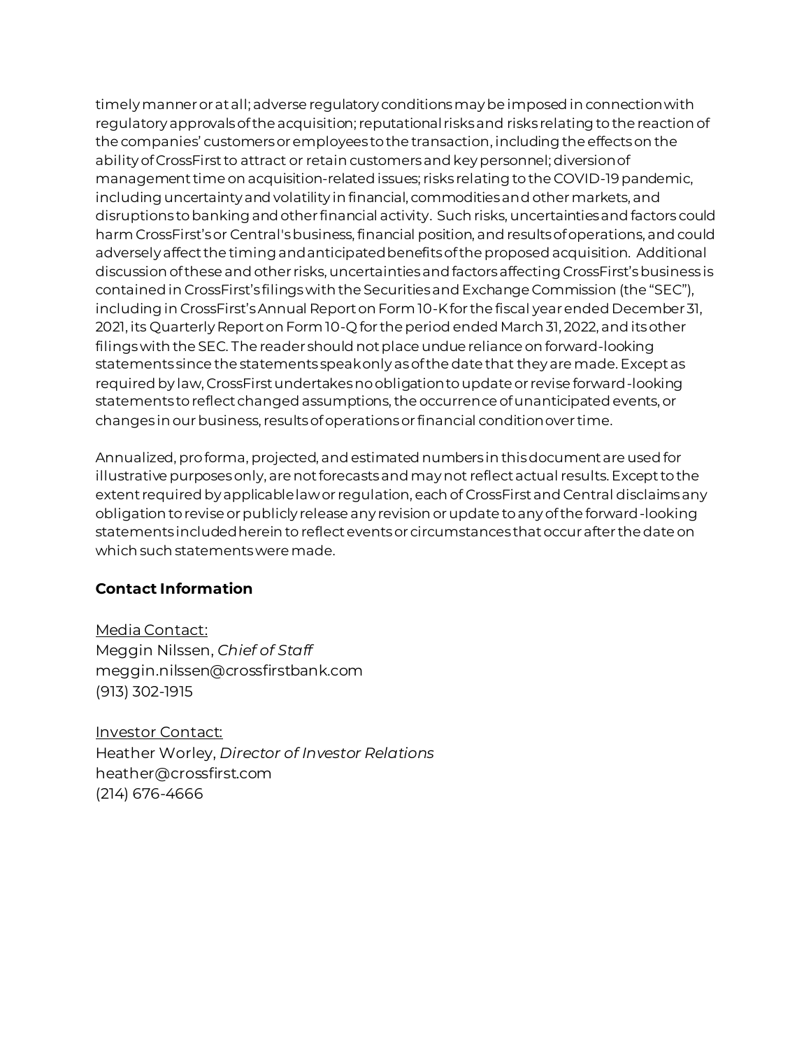timely manner or at all; adverse regulatory conditions may be imposed in connection with regulatory approvals of the acquisition; reputational risks and risks relating to the reaction of the companies' customers or employees to the transaction, including the effects on the ability of CrossFirst to attract or retain customers and key personnel; diversion of management time on acquisition-related issues; risks relating to the COVID-19 pandemic, including uncertainty and volatility in financial, commodities and other markets, and disruptions to banking and other financial activity. Such risks, uncertainties and factors could harm CrossFirst's or Central's business, financial position, and results of operations, and could adversely affect the timing and anticipated benefits of the proposed acquisition. Additional discussion of these and other risks, uncertainties and factors affecting CrossFirst's business is contained in CrossFirst's filings with the Securities and Exchange Commission (the "SEC"), including in CrossFirst's Annual Report on Form 10-K for the fiscal year ended December 31, 2021, its Quarterly Report on Form 10-Q for the period ended March 31, 2022, and its other filings with the SEC. The reader should not place undue reliance on forward-looking statements since the statements speak only as of the date that they are made. Except as required by law, CrossFirst undertakes no obligation to update or revise forward-looking statements to reflect changed assumptions, the occurrence of unanticipated events, or changes in our business, results of operations or financial condition over time.

Annualized, pro forma, projected, and estimated numbers in this document are used for illustrative purposes only, are not forecasts and may not reflect actual results. Except to the extent required by applicable law or regulation, each of CrossFirst and Central disclaims any obligation to revise or publicly release any revision or update to any of the forward-looking statements included herein to reflect events or circumstances that occur after the date on which such statements were made.

**Contact Information**

Media Contact:
Meggin Nilssen, *Chief of Staff*
meggin.nilssen@crossfirstbank.com
(913) 302-1915

Investor Contact:
Heather Worley, *Director of Investor Relations*
heather@crossfirst.com
(214) 676-4666